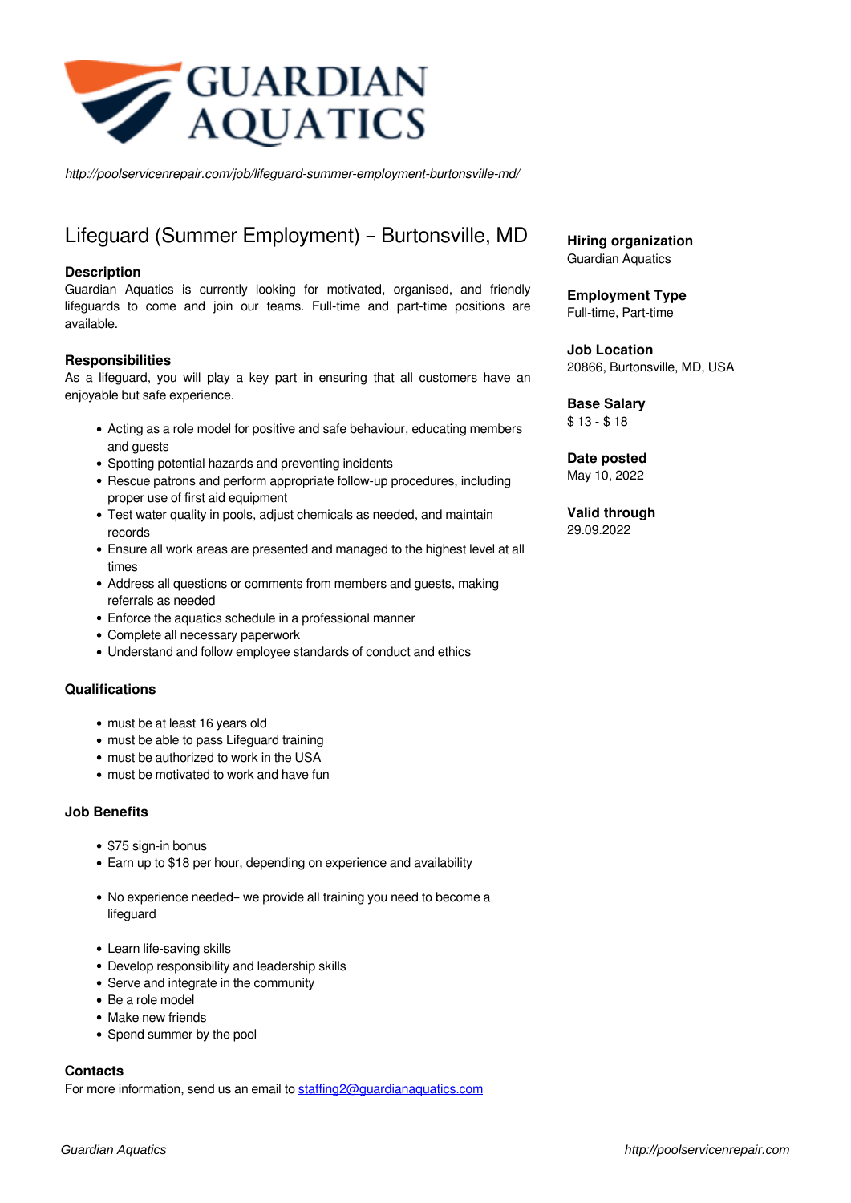GUARDIAN AQUATICS

*http://poolservicenrepair.com/job/lifeguard-summer-employment-burtonsville-md/*

# Lifeguard (Summer Employment) – Burtonsville, MD

### Description

Guardian Aquatics is currently looking for motivated, organised, and friendly lifeguards to come and join our teams. Full-time and part-time positions are available.

### Responsibilities

As a lifeguard, you will play a key part in ensuring that all customers have an enjoyable but safe experience.

- Acting as a role model for positive and safe behaviour, educating members and guests
- Spotting potential hazards and preventing incidents
- Rescue patrons and perform appropriate follow-up procedures, including proper use of first aid equipment
- Test water quality in pools, adjust chemicals as needed, and maintain records
- Ensure all work areas are presented and managed to the highest level at all times
- Address all questions or comments from members and guests, making referrals as needed
- Enforce the aquatics schedule in a professional manner
- Complete all necessary paperwork
- Understand and follow employee standards of conduct and ethics

### Qualifications

- must be at least 16 years old
- must be able to pass Lifeguard training
- must be authorized to work in the USA
- must be motivated to work and have fun

### Job Benefits

- $75 sign-in bonus
- Earn up to $18 per hour, depending on experience and availability

- No experience needed– we provide all training you need to become a lifeguard

- Learn life-saving skills
- Develop responsibility and leadership skills
- Serve and integrate in the community
- Be a role model
- Make new friends
- Spend summer by the pool

### Contacts

For more information, send us an email to staffing2@guardianaquatics.com

**Hiring organization**
Guardian Aquatics

**Employment Type**
Full-time, Part-time

**Job Location**
20866, Burtonsville, MD, USA

**Base Salary**
$ 13 - $ 18

**Date posted**
May 10, 2022

**Valid through**
29.09.2022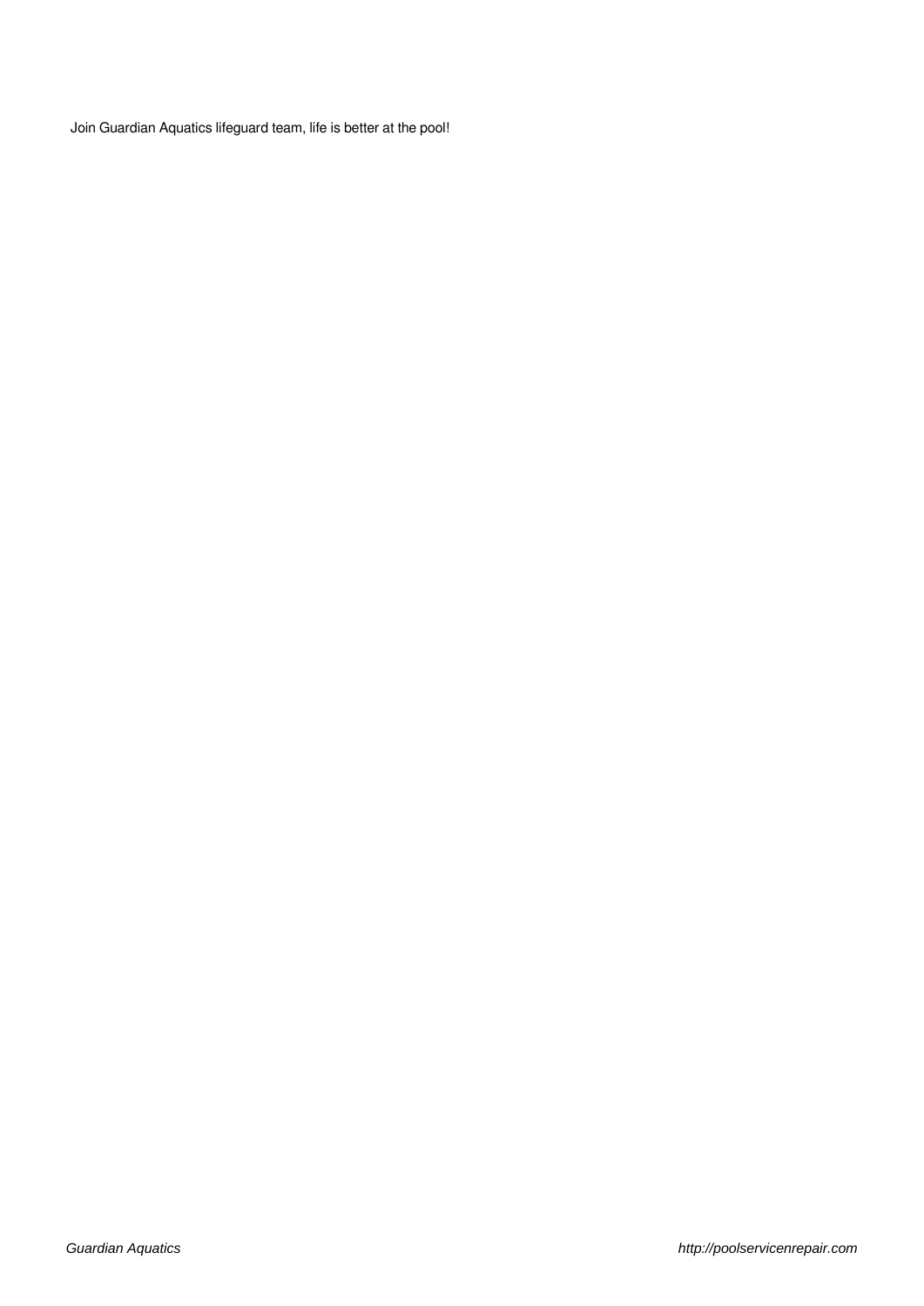Join Guardian Aquatics lifeguard team, life is better at the pool!